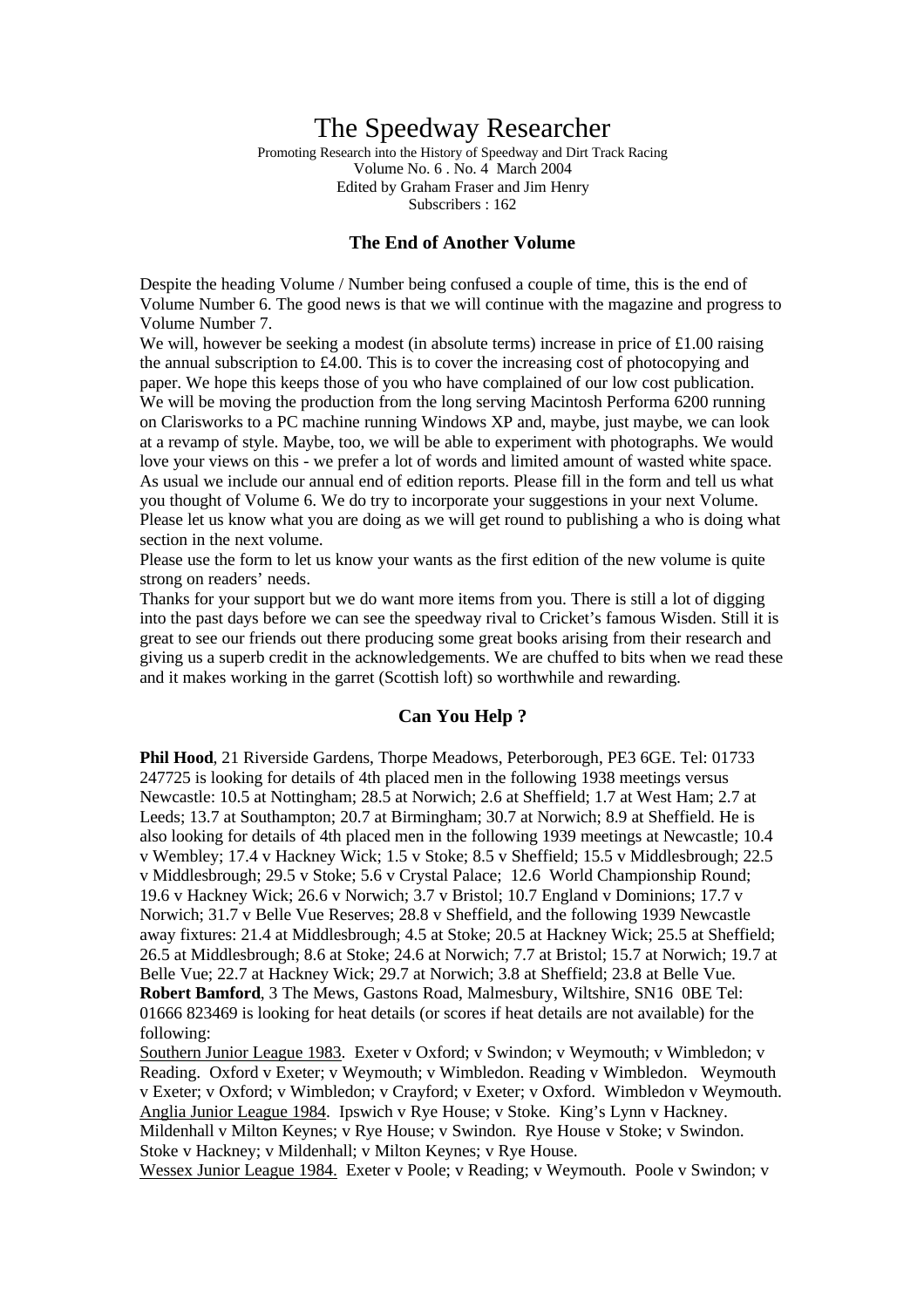# The Speedway Researcher

Promoting Research into the History of Speedway and Dirt Track Racing
Volume No. 6 . No. 4 March 2004
Edited by Graham Fraser and Jim Henry
Subscribers : 162

### The End of Another Volume

Despite the heading Volume / Number being confused a couple of time, this is the end of Volume Number 6. The good news is that we will continue with the magazine and progress to Volume Number 7.
We will, however be seeking a modest (in absolute terms) increase in price of £1.00 raising the annual subscription to £4.00. This is to cover the increasing cost of photocopying and paper. We hope this keeps those of you who have complained of our low cost publication. We will be moving the production from the long serving Macintosh Performa 6200 running on Clarisworks to a PC machine running Windows XP and, maybe, just maybe, we can look at a revamp of style. Maybe, too, we will be able to experiment with photographs. We would love your views on this - we prefer a lot of words and limited amount of wasted white space. As usual we include our annual end of edition reports. Please fill in the form and tell us what you thought of Volume 6. We do try to incorporate your suggestions in your next Volume. Please let us know what you are doing as we will get round to publishing a who is doing what section in the next volume.
Please use the form to let us know your wants as the first edition of the new volume is quite strong on readers' needs.
Thanks for your support but we do want more items from you. There is still a lot of digging into the past days before we can see the speedway rival to Cricket's famous Wisden. Still it is great to see our friends out there producing some great books arising from their research and giving us a superb credit in the acknowledgements. We are chuffed to bits when we read these and it makes working in the garret (Scottish loft) so worthwhile and rewarding.

### Can You Help ?

**Phil Hood**, 21 Riverside Gardens, Thorpe Meadows, Peterborough, PE3 6GE. Tel: 01733 247725 is looking for details of 4th placed men in the following 1938 meetings versus Newcastle: 10.5 at Nottingham; 28.5 at Norwich; 2.6 at Sheffield; 1.7 at West Ham; 2.7 at Leeds; 13.7 at Southampton; 20.7 at Birmingham; 30.7 at Norwich; 8.9 at Sheffield. He is also looking for details of 4th placed men in the following 1939 meetings at Newcastle; 10.4 v Wembley; 17.4 v Hackney Wick; 1.5 v Stoke; 8.5 v Sheffield; 15.5 v Middlesbrough; 22.5 v Middlesbrough; 29.5 v Stoke; 5.6 v Crystal Palace; 12.6 World Championship Round; 19.6 v Hackney Wick; 26.6 v Norwich; 3.7 v Bristol; 10.7 England v Dominions; 17.7 v Norwich; 31.7 v Belle Vue Reserves; 28.8 v Sheffield, and the following 1939 Newcastle away fixtures: 21.4 at Middlesbrough; 4.5 at Stoke; 20.5 at Hackney Wick; 25.5 at Sheffield; 26.5 at Middlesbrough; 8.6 at Stoke; 24.6 at Norwich; 7.7 at Bristol; 15.7 at Norwich; 19.7 at Belle Vue; 22.7 at Hackney Wick; 29.7 at Norwich; 3.8 at Sheffield; 23.8 at Belle Vue.
**Robert Bamford**, 3 The Mews, Gastons Road, Malmesbury, Wiltshire, SN16 0BE Tel: 01666 823469 is looking for heat details (or scores if heat details are not available) for the following:
Southern Junior League 1983. Exeter v Oxford; v Swindon; v Weymouth; v Wimbledon; v Reading. Oxford v Exeter; v Weymouth; v Wimbledon. Reading v Wimbledon. Weymouth v Exeter; v Oxford; v Wimbledon; v Crayford; v Exeter; v Oxford. Wimbledon v Weymouth.
Anglia Junior League 1984. Ipswich v Rye House; v Stoke. King's Lynn v Hackney. Mildenhall v Milton Keynes; v Rye House; v Swindon. Rye House v Stoke; v Swindon. Stoke v Hackney; v Mildenhall; v Milton Keynes; v Rye House.
Wessex Junior League 1984. Exeter v Poole; v Reading; v Weymouth. Poole v Swindon; v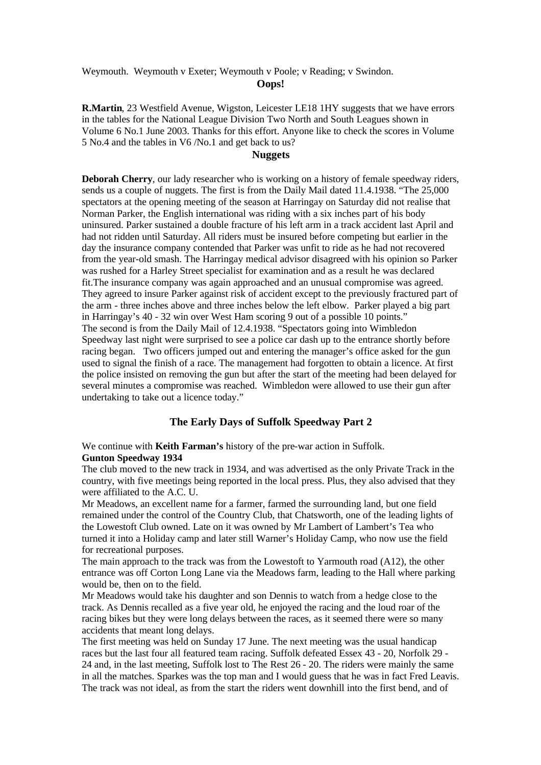Weymouth. Weymouth v Exeter; Weymouth v Poole; v Reading; v Swindon.

## Oops!

**R.Martin**, 23 Westfield Avenue, Wigston, Leicester LE18 1HY suggests that we have errors in the tables for the National League Division Two North and South Leagues shown in Volume 6 No.1 June 2003. Thanks for this effort. Anyone like to check the scores in Volume 5 No.4 and the tables in V6 /No.1 and get back to us?

## Nuggets

**Deborah Cherry**, our lady researcher who is working on a history of female speedway riders, sends us a couple of nuggets. The first is from the Daily Mail dated 11.4.1938. "The 25,000 spectators at the opening meeting of the season at Harringay on Saturday did not realise that Norman Parker, the English international was riding with a six inches part of his body uninsured. Parker sustained a double fracture of his left arm in a track accident last April and had not ridden until Saturday. All riders must be insured before competing but earlier in the day the insurance company contended that Parker was unfit to ride as he had not recovered from the year-old smash. The Harringay medical advisor disagreed with his opinion so Parker was rushed for a Harley Street specialist for examination and as a result he was declared fit.The insurance company was again approached and an unusual compromise was agreed. They agreed to insure Parker against risk of accident except to the previously fractured part of the arm - three inches above and three inches below the left elbow. Parker played a big part in Harringay's 40 - 32 win over West Ham scoring 9 out of a possible 10 points."
The second is from the Daily Mail of 12.4.1938. "Spectators going into Wimbledon Speedway last night were surprised to see a police car dash up to the entrance shortly before racing began. Two officers jumped out and entering the manager's office asked for the gun used to signal the finish of a race. The management had forgotten to obtain a licence. At first the police insisted on removing the gun but after the start of the meeting had been delayed for several minutes a compromise was reached. Wimbledon were allowed to use their gun after undertaking to take out a licence today."

## The Early Days of Suffolk Speedway Part 2

We continue with **Keith Farman's** history of the pre-war action in Suffolk.

**Gunton Speedway 1934**

The club moved to the new track in 1934, and was advertised as the only Private Track in the country, with five meetings being reported in the local press. Plus, they also advised that they were affiliated to the A.C. U.

Mr Meadows, an excellent name for a farmer, farmed the surrounding land, but one field remained under the control of the Country Club, that Chatsworth, one of the leading lights of the Lowestoft Club owned. Late on it was owned by Mr Lambert of Lambert's Tea who turned it into a Holiday camp and later still Warner's Holiday Camp, who now use the field for recreational purposes.

The main approach to the track was from the Lowestoft to Yarmouth road (A12), the other entrance was off Corton Long Lane via the Meadows farm, leading to the Hall where parking would be, then on to the field.

Mr Meadows would take his daughter and son Dennis to watch from a hedge close to the track. As Dennis recalled as a five year old, he enjoyed the racing and the loud roar of the racing bikes but they were long delays between the races, as it seemed there were so many accidents that meant long delays.

The first meeting was held on Sunday 17 June. The next meeting was the usual handicap races but the last four all featured team racing. Suffolk defeated Essex 43 - 20, Norfolk 29 - 24 and, in the last meeting, Suffolk lost to The Rest 26 - 20. The riders were mainly the same in all the matches. Sparkes was the top man and I would guess that he was in fact Fred Leavis. The track was not ideal, as from the start the riders went downhill into the first bend, and of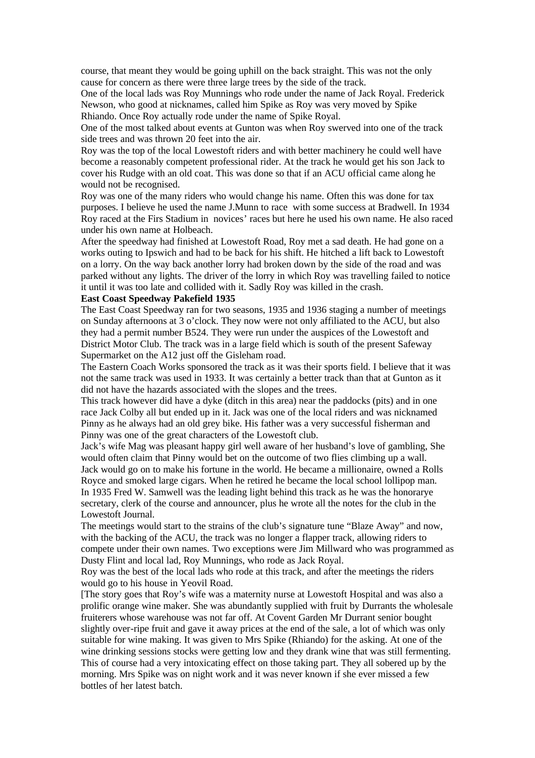course, that meant they would be going uphill on the back straight. This was not the only cause for concern as there were three large trees by the side of the track.

One of the local lads was Roy Munnings who rode under the name of Jack Royal. Frederick Newson, who good at nicknames, called him Spike as Roy was very moved by Spike Rhiando. Once Roy actually rode under the name of Spike Royal.

One of the most talked about events at Gunton was when Roy swerved into one of the track side trees and was thrown 20 feet into the air.

Roy was the top of the local Lowestoft riders and with better machinery he could well have become a reasonably competent professional rider. At the track he would get his son Jack to cover his Rudge with an old coat. This was done so that if an ACU official came along he would not be recognised.

Roy was one of the many riders who would change his name. Often this was done for tax purposes. I believe he used the name J.Munn to race with some success at Bradwell. In 1934 Roy raced at the Firs Stadium in novices' races but here he used his own name. He also raced under his own name at Holbeach.

After the speedway had finished at Lowestoft Road, Roy met a sad death. He had gone on a works outing to Ipswich and had to be back for his shift. He hitched a lift back to Lowestoft on a lorry. On the way back another lorry had broken down by the side of the road and was parked without any lights. The driver of the lorry in which Roy was travelling failed to notice it until it was too late and collided with it. Sadly Roy was killed in the crash.

**East Coast Speedway Pakefield 1935**

The East Coast Speedway ran for two seasons, 1935 and 1936 staging a number of meetings on Sunday afternoons at 3 o'clock. They now were not only affiliated to the ACU, but also they had a permit number B524. They were run under the auspices of the Lowestoft and District Motor Club. The track was in a large field which is south of the present Safeway Supermarket on the A12 just off the Gisleham road.

The Eastern Coach Works sponsored the track as it was their sports field. I believe that it was not the same track was used in 1933. It was certainly a better track than that at Gunton as it did not have the hazards associated with the slopes and the trees.

This track however did have a dyke (ditch in this area) near the paddocks (pits) and in one race Jack Colby all but ended up in it. Jack was one of the local riders and was nicknamed Pinny as he always had an old grey bike. His father was a very successful fisherman and Pinny was one of the great characters of the Lowestoft club.

Jack's wife Mag was pleasant happy girl well aware of her husband's love of gambling, She would often claim that Pinny would bet on the outcome of two flies climbing up a wall.

Jack would go on to make his fortune in the world. He became a millionaire, owned a Rolls Royce and smoked large cigars. When he retired he became the local school lollipop man.

In 1935 Fred W. Samwell was the leading light behind this track as he was the honorarye secretary, clerk of the course and announcer, plus he wrote all the notes for the club in the Lowestoft Journal.

The meetings would start to the strains of the club's signature tune "Blaze Away" and now, with the backing of the ACU, the track was no longer a flapper track, allowing riders to compete under their own names. Two exceptions were Jim Millward who was programmed as Dusty Flint and local lad, Roy Munnings, who rode as Jack Royal.

Roy was the best of the local lads who rode at this track, and after the meetings the riders would go to his house in Yeovil Road.

[The story goes that Roy's wife was a maternity nurse at Lowestoft Hospital and was also a prolific orange wine maker. She was abundantly supplied with fruit by Durrants the wholesale fruiterers whose warehouse was not far off. At Covent Garden Mr Durrant senior bought slightly over-ripe fruit and gave it away prices at the end of the sale, a lot of which was only suitable for wine making. It was given to Mrs Spike (Rhiando) for the asking. At one of the wine drinking sessions stocks were getting low and they drank wine that was still fermenting. This of course had a very intoxicating effect on those taking part. They all sobered up by the morning. Mrs Spike was on night work and it was never known if she ever missed a few bottles of her latest batch.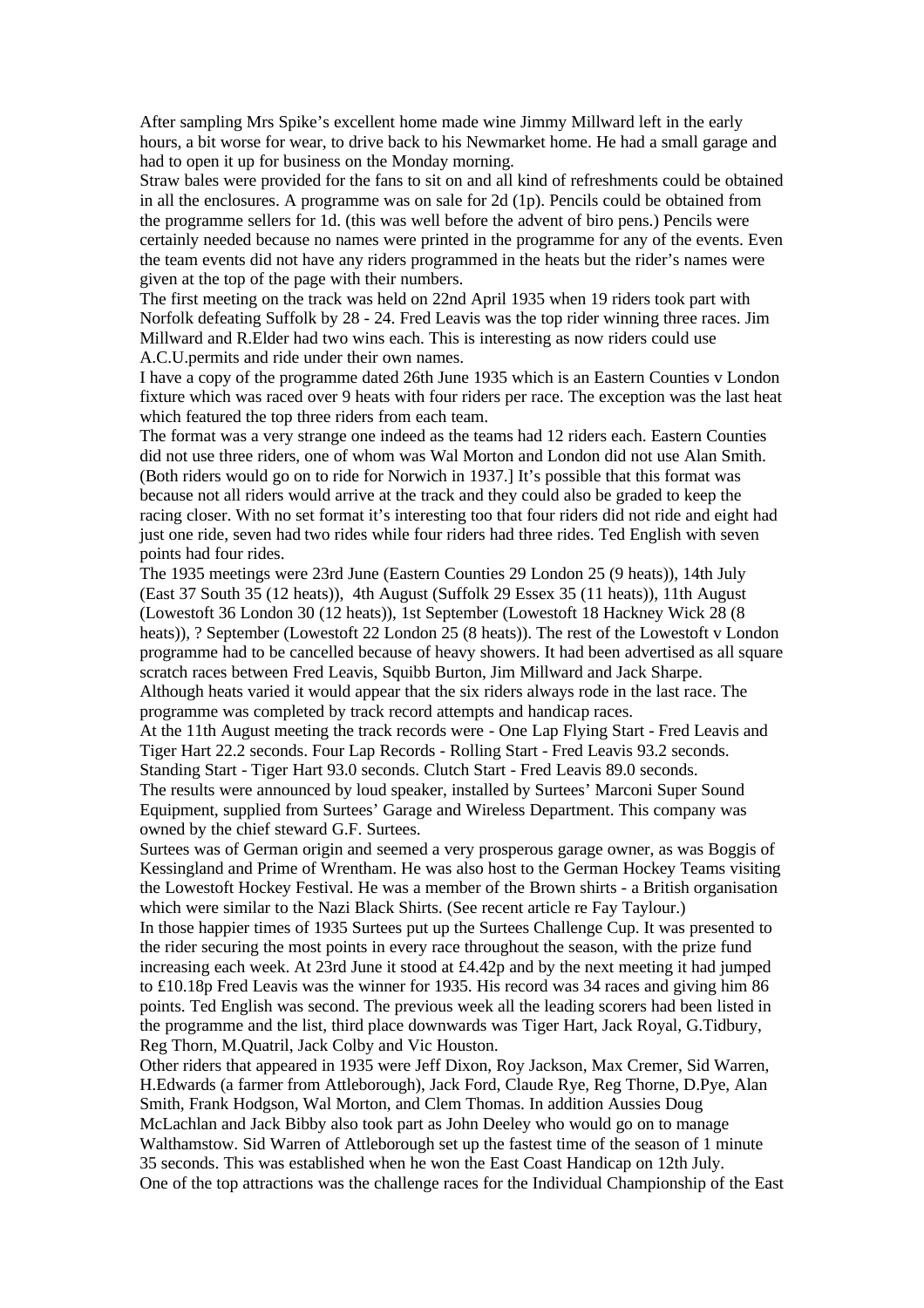After sampling Mrs Spike's excellent home made wine Jimmy Millward left in the early hours, a bit worse for wear, to drive back to his Newmarket home. He had a small garage and had to open it up for business on the Monday morning.

Straw bales were provided for the fans to sit on and all kind of refreshments could be obtained in all the enclosures. A programme was on sale for 2d (1p). Pencils could be obtained from the programme sellers for 1d. (this was well before the advent of biro pens.) Pencils were certainly needed because no names were printed in the programme for any of the events. Even the team events did not have any riders programmed in the heats but the rider's names were given at the top of the page with their numbers.

The first meeting on the track was held on 22nd April 1935 when 19 riders took part with Norfolk defeating Suffolk by 28 - 24. Fred Leavis was the top rider winning three races. Jim Millward and R.Elder had two wins each. This is interesting as now riders could use A.C.U.permits and ride under their own names.

I have a copy of the programme dated 26th June 1935 which is an Eastern Counties v London fixture which was raced over 9 heats with four riders per race. The exception was the last heat which featured the top three riders from each team.

The format was a very strange one indeed as the teams had 12 riders each. Eastern Counties did not use three riders, one of whom was Wal Morton and London did not use Alan Smith. (Both riders would go on to ride for Norwich in 1937.] It's possible that this format was because not all riders would arrive at the track and they could also be graded to keep the racing closer. With no set format it's interesting too that four riders did not ride and eight had just one ride, seven had two rides while four riders had three rides. Ted English with seven points had four rides.

The 1935 meetings were 23rd June (Eastern Counties 29 London 25 (9 heats)), 14th July (East 37 South 35 (12 heats)), 4th August (Suffolk 29 Essex 35 (11 heats)), 11th August (Lowestoft 36 London 30 (12 heats)), 1st September (Lowestoft 18 Hackney Wick 28 (8 heats)), ? September (Lowestoft 22 London 25 (8 heats)). The rest of the Lowestoft v London programme had to be cancelled because of heavy showers. It had been advertised as all square scratch races between Fred Leavis, Squibb Burton, Jim Millward and Jack Sharpe.

Although heats varied it would appear that the six riders always rode in the last race. The programme was completed by track record attempts and handicap races.

At the 11th August meeting the track records were - One Lap Flying Start - Fred Leavis and Tiger Hart 22.2 seconds. Four Lap Records - Rolling Start - Fred Leavis 93.2 seconds. Standing Start - Tiger Hart 93.0 seconds. Clutch Start - Fred Leavis 89.0 seconds.

The results were announced by loud speaker, installed by Surtees' Marconi Super Sound Equipment, supplied from Surtees' Garage and Wireless Department. This company was owned by the chief steward G.F. Surtees.

Surtees was of German origin and seemed a very prosperous garage owner, as was Boggis of Kessingland and Prime of Wrentham. He was also host to the German Hockey Teams visiting the Lowestoft Hockey Festival. He was a member of the Brown shirts - a British organisation which were similar to the Nazi Black Shirts. (See recent article re Fay Taylour.)

In those happier times of 1935 Surtees put up the Surtees Challenge Cup. It was presented to the rider securing the most points in every race throughout the season, with the prize fund increasing each week. At 23rd June it stood at £4.42p and by the next meeting it had jumped to £10.18p Fred Leavis was the winner for 1935. His record was 34 races and giving him 86 points. Ted English was second. The previous week all the leading scorers had been listed in the programme and the list, third place downwards was Tiger Hart, Jack Royal, G.Tidbury, Reg Thorn, M.Quatril, Jack Colby and Vic Houston.

Other riders that appeared in 1935 were Jeff Dixon, Roy Jackson, Max Cremer, Sid Warren, H.Edwards (a farmer from Attleborough), Jack Ford, Claude Rye, Reg Thorne, D.Pye, Alan Smith, Frank Hodgson, Wal Morton, and Clem Thomas. In addition Aussies Doug McLachlan and Jack Bibby also took part as John Deeley who would go on to manage Walthamstow. Sid Warren of Attleborough set up the fastest time of the season of 1 minute 35 seconds. This was established when he won the East Coast Handicap on 12th July.

One of the top attractions was the challenge races for the Individual Championship of the East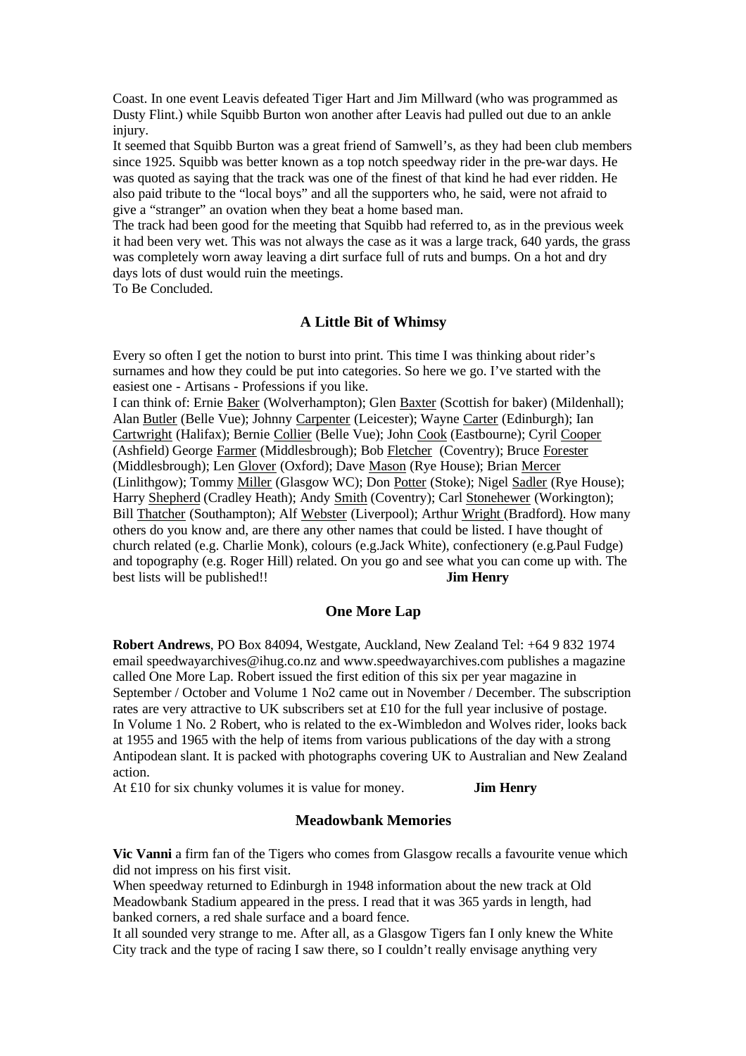Coast. In one event Leavis defeated Tiger Hart and Jim Millward (who was programmed as Dusty Flint.) while Squibb Burton won another after Leavis had pulled out due to an ankle injury.

It seemed that Squibb Burton was a great friend of Samwell's, as they had been club members since 1925. Squibb was better known as a top notch speedway rider in the pre-war days. He was quoted as saying that the track was one of the finest of that kind he had ever ridden. He also paid tribute to the "local boys" and all the supporters who, he said, were not afraid to give a "stranger" an ovation when they beat a home based man.

The track had been good for the meeting that Squibb had referred to, as in the previous week it had been very wet. This was not always the case as it was a large track, 640 yards, the grass was completely worn away leaving a dirt surface full of ruts and bumps. On a hot and dry days lots of dust would ruin the meetings.

To Be Concluded.

### A Little Bit of Whimsy

Every so often I get the notion to burst into print. This time I was thinking about rider's surnames and how they could be put into categories. So here we go. I've started with the easiest one - Artisans - Professions if you like.

I can think of: Ernie <u>Baker</u> (Wolverhampton); Glen <u>Baxter</u> (Scottish for baker) (Mildenhall); Alan <u>Butler</u> (Belle Vue); Johnny <u>Carpenter</u> (Leicester); Wayne <u>Carter</u> (Edinburgh); Ian <u>Cartwright</u> (Halifax); Bernie <u>Collier</u> (Belle Vue); John <u>Cook</u> (Eastbourne); Cyril <u>Cooper</u> (Ashfield) George <u>Farmer</u> (Middlesbrough); Bob <u>Fletcher</u> (Coventry); Bruce <u>Forester</u> (Middlesbrough); Len <u>Glover</u> (Oxford); Dave <u>Mason</u> (Rye House); Brian <u>Mercer</u> (Linlithgow); Tommy <u>Miller</u> (Glasgow WC); Don <u>Potter</u> (Stoke); Nigel <u>Sadler</u> (Rye House); Harry <u>Shepherd</u> (Cradley Heath); Andy <u>Smith</u> (Coventry); Carl <u>Stonehewer</u> (Workington); Bill <u>Thatcher</u> (Southampton); Alf <u>Webster</u> (Liverpool); Arthur <u>Wright</u> (Bradford). How many others do you know and, are there any other names that could be listed. I have thought of church related (e.g. Charlie Monk), colours (e.g.Jack White), confectionery (e.g.Paul Fudge) and topography (e.g. Roger Hill) related. On you go and see what you can come up with. The best lists will be published!! **Jim Henry**

### One More Lap

**Robert Andrews**, PO Box 84094, Westgate, Auckland, New Zealand Tel: +64 9 832 1974 email speedwayarchives@ihug.co.nz and www.speedwayarchives.com publishes a magazine called One More Lap. Robert issued the first edition of this six per year magazine in September / October and Volume 1 No2 came out in November / December. The subscription rates are very attractive to UK subscribers set at £10 for the full year inclusive of postage.

In Volume 1 No. 2 Robert, who is related to the ex-Wimbledon and Wolves rider, looks back at 1955 and 1965 with the help of items from various publications of the day with a strong Antipodean slant. It is packed with photographs covering UK to Australian and New Zealand action.

At £10 for six chunky volumes it is value for money. **Jim Henry**

### Meadowbank Memories

**Vic Vanni** a firm fan of the Tigers who comes from Glasgow recalls a favourite venue which did not impress on his first visit.

When speedway returned to Edinburgh in 1948 information about the new track at Old Meadowbank Stadium appeared in the press. I read that it was 365 yards in length, had banked corners, a red shale surface and a board fence.

It all sounded very strange to me. After all, as a Glasgow Tigers fan I only knew the White City track and the type of racing I saw there, so I couldn't really envisage anything very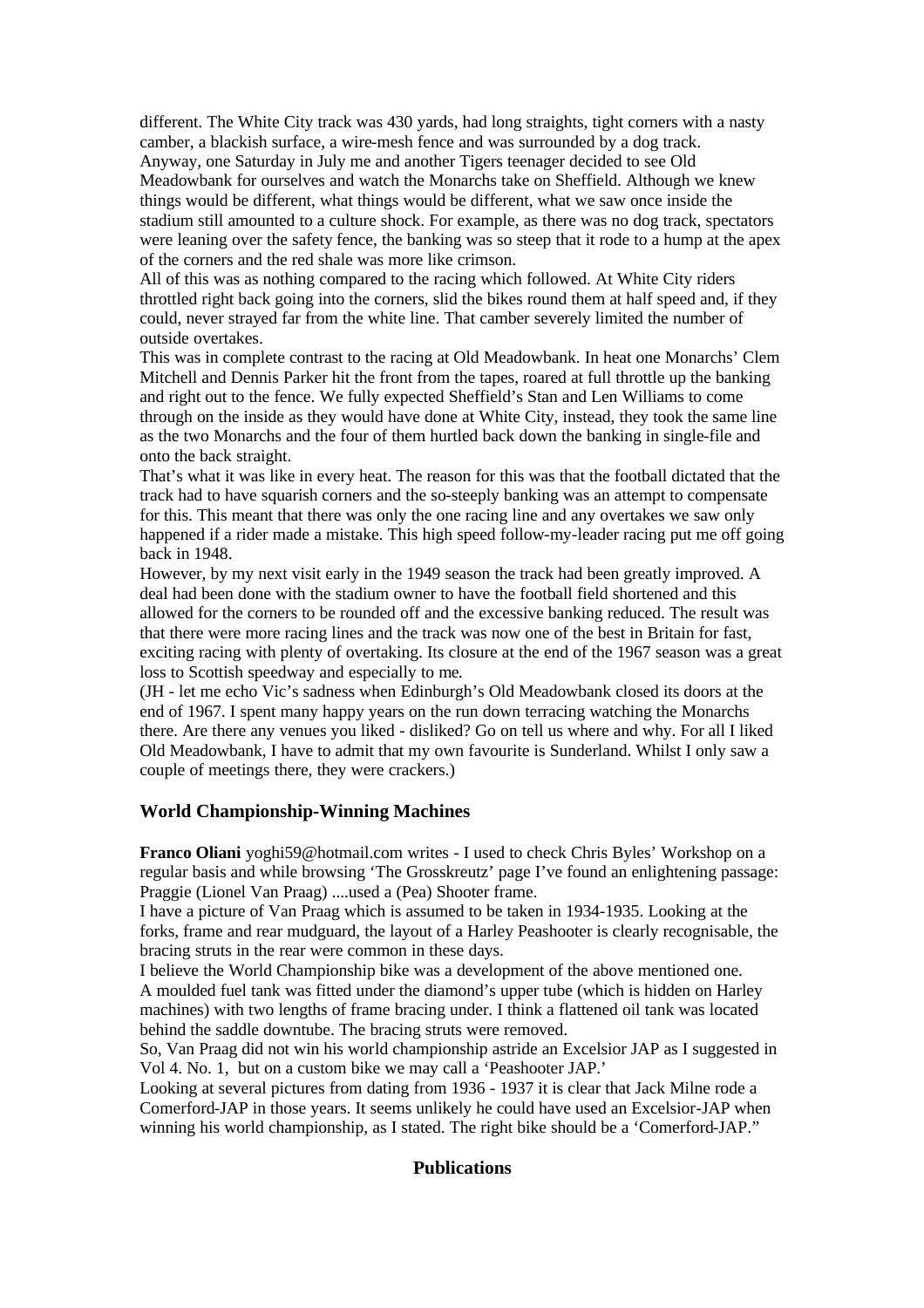different. The White City track was 430 yards, had long straights, tight corners with a nasty camber, a blackish surface, a wire-mesh fence and was surrounded by a dog track.

Anyway, one Saturday in July me and another Tigers teenager decided to see Old Meadowbank for ourselves and watch the Monarchs take on Sheffield. Although we knew things would be different, what things would be different, what we saw once inside the stadium still amounted to a culture shock. For example, as there was no dog track, spectators were leaning over the safety fence, the banking was so steep that it rode to a hump at the apex of the corners and the red shale was more like crimson.

All of this was as nothing compared to the racing which followed. At White City riders throttled right back going into the corners, slid the bikes round them at half speed and, if they could, never strayed far from the white line. That camber severely limited the number of outside overtakes.

This was in complete contrast to the racing at Old Meadowbank. In heat one Monarchs' Clem Mitchell and Dennis Parker hit the front from the tapes, roared at full throttle up the banking and right out to the fence. We fully expected Sheffield's Stan and Len Williams to come through on the inside as they would have done at White City, instead, they took the same line as the two Monarchs and the four of them hurtled back down the banking in single-file and onto the back straight.

That's what it was like in every heat. The reason for this was that the football dictated that the track had to have squarish corners and the so-steeply banking was an attempt to compensate for this. This meant that there was only the one racing line and any overtakes we saw only happened if a rider made a mistake. This high speed follow-my-leader racing put me off going back in 1948.

However, by my next visit early in the 1949 season the track had been greatly improved. A deal had been done with the stadium owner to have the football field shortened and this allowed for the corners to be rounded off and the excessive banking reduced. The result was that there were more racing lines and the track was now one of the best in Britain for fast, exciting racing with plenty of overtaking. Its closure at the end of the 1967 season was a great loss to Scottish speedway and especially to me.

(JH - let me echo Vic's sadness when Edinburgh's Old Meadowbank closed its doors at the end of 1967. I spent many happy years on the run down terracing watching the Monarchs there. Are there any venues you liked - disliked? Go on tell us where and why. For all I liked Old Meadowbank, I have to admit that my own favourite is Sunderland. Whilst I only saw a couple of meetings there, they were crackers.)

## World Championship-Winning Machines

**Franco Oliani** yoghi59@hotmail.com writes - I used to check Chris Byles' Workshop on a regular basis and while browsing 'The Grosskreutz' page I've found an enlightening passage: Praggie (Lionel Van Praag) ....used a (Pea) Shooter frame.

I have a picture of Van Praag which is assumed to be taken in 1934-1935. Looking at the forks, frame and rear mudguard, the layout of a Harley Peashooter is clearly recognisable, the bracing struts in the rear were common in these days.

I believe the World Championship bike was a development of the above mentioned one. A moulded fuel tank was fitted under the diamond's upper tube (which is hidden on Harley machines) with two lengths of frame bracing under. I think a flattened oil tank was located behind the saddle downtube. The bracing struts were removed.

So, Van Praag did not win his world championship astride an Excelsior JAP as I suggested in Vol 4. No. 1, but on a custom bike we may call a 'Peashooter JAP.'

Looking at several pictures from dating from 1936 - 1937 it is clear that Jack Milne rode a Comerford-JAP in those years. It seems unlikely he could have used an Excelsior-JAP when winning his world championship, as I stated. The right bike should be a 'Comerford-JAP."

## Publications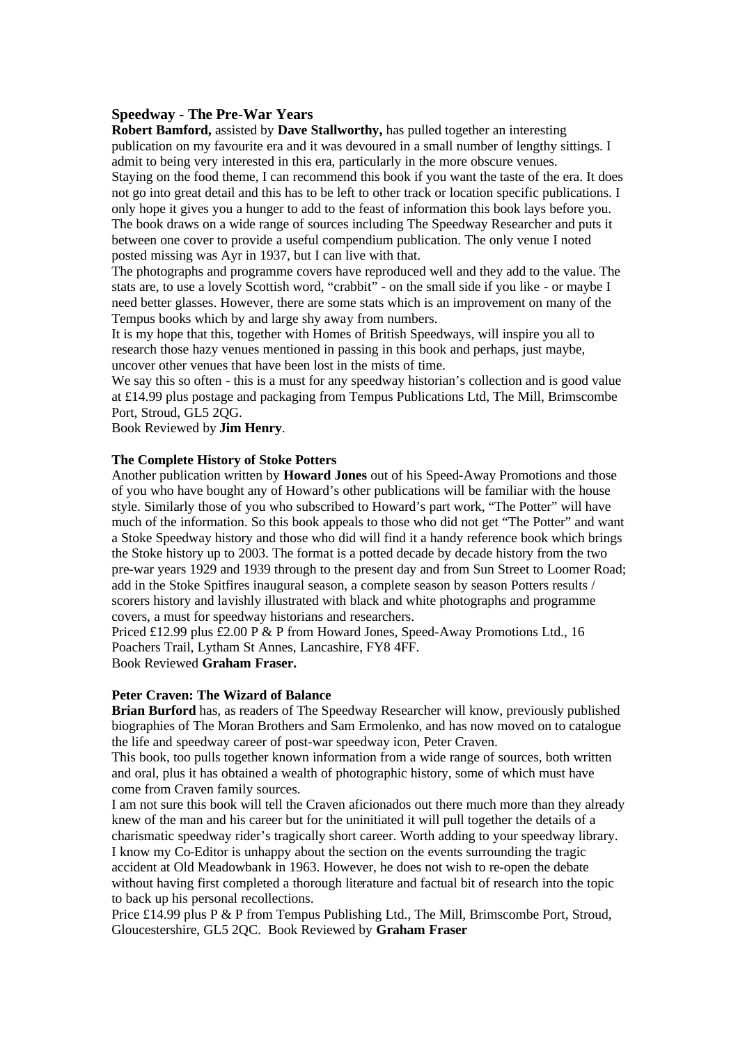### Speedway - The Pre-War Years

**Robert Bamford,** assisted by **Dave Stallworthy,** has pulled together an interesting publication on my favourite era and it was devoured in a small number of lengthy sittings. I admit to being very interested in this era, particularly in the more obscure venues.
Staying on the food theme, I can recommend this book if you want the taste of the era. It does not go into great detail and this has to be left to other track or location specific publications. I only hope it gives you a hunger to add to the feast of information this book lays before you.
The book draws on a wide range of sources including The Speedway Researcher and puts it between one cover to provide a useful compendium publication. The only venue I noted posted missing was Ayr in 1937, but I can live with that.
The photographs and programme covers have reproduced well and they add to the value. The stats are, to use a lovely Scottish word, "crabbit" - on the small side if you like - or maybe I need better glasses. However, there are some stats which is an improvement on many of the Tempus books which by and large shy away from numbers.
It is my hope that this, together with Homes of British Speedways, will inspire you all to research those hazy venues mentioned in passing in this book and perhaps, just maybe, uncover other venues that have been lost in the mists of time.
We say this so often - this is a must for any speedway historian's collection and is good value at £14.99 plus postage and packaging from Tempus Publications Ltd, The Mill, Brimscombe Port, Stroud, GL5 2QG.
Book Reviewed by **Jim Henry**.

**The Complete History of Stoke Potters**

Another publication written by **Howard Jones** out of his Speed-Away Promotions and those of you who have bought any of Howard's other publications will be familiar with the house style. Similarly those of you who subscribed to Howard's part work, "The Potter" will have much of the information. So this book appeals to those who did not get "The Potter" and want a Stoke Speedway history and those who did will find it a handy reference book which brings the Stoke history up to 2003. The format is a potted decade by decade history from the two pre-war years 1929 and 1939 through to the present day and from Sun Street to Loomer Road; add in the Stoke Spitfires inaugural season, a complete season by season Potters results / scorers history and lavishly illustrated with black and white photographs and programme covers, a must for speedway historians and researchers.
Priced £12.99 plus £2.00 P & P from Howard Jones, Speed-Away Promotions Ltd., 16 Poachers Trail, Lytham St Annes, Lancashire, FY8 4FF.
Book Reviewed **Graham Fraser.**

**Peter Craven: The Wizard of Balance**

**Brian Burford** has, as readers of The Speedway Researcher will know, previously published biographies of The Moran Brothers and Sam Ermolenko, and has now moved on to catalogue the life and speedway career of post-war speedway icon, Peter Craven.
This book, too pulls together known information from a wide range of sources, both written and oral, plus it has obtained a wealth of photographic history, some of which must have come from Craven family sources.
I am not sure this book will tell the Craven aficionados out there much more than they already knew of the man and his career but for the uninitiated it will pull together the details of a charismatic speedway rider's tragically short career. Worth adding to your speedway library.
I know my Co-Editor is unhappy about the section on the events surrounding the tragic accident at Old Meadowbank in 1963. However, he does not wish to re-open the debate without having first completed a thorough literature and factual bit of research into the topic to back up his personal recollections.
Price £14.99 plus P & P from Tempus Publishing Ltd., The Mill, Brimscombe Port, Stroud, Gloucestershire, GL5 2QC. Book Reviewed by **Graham Fraser**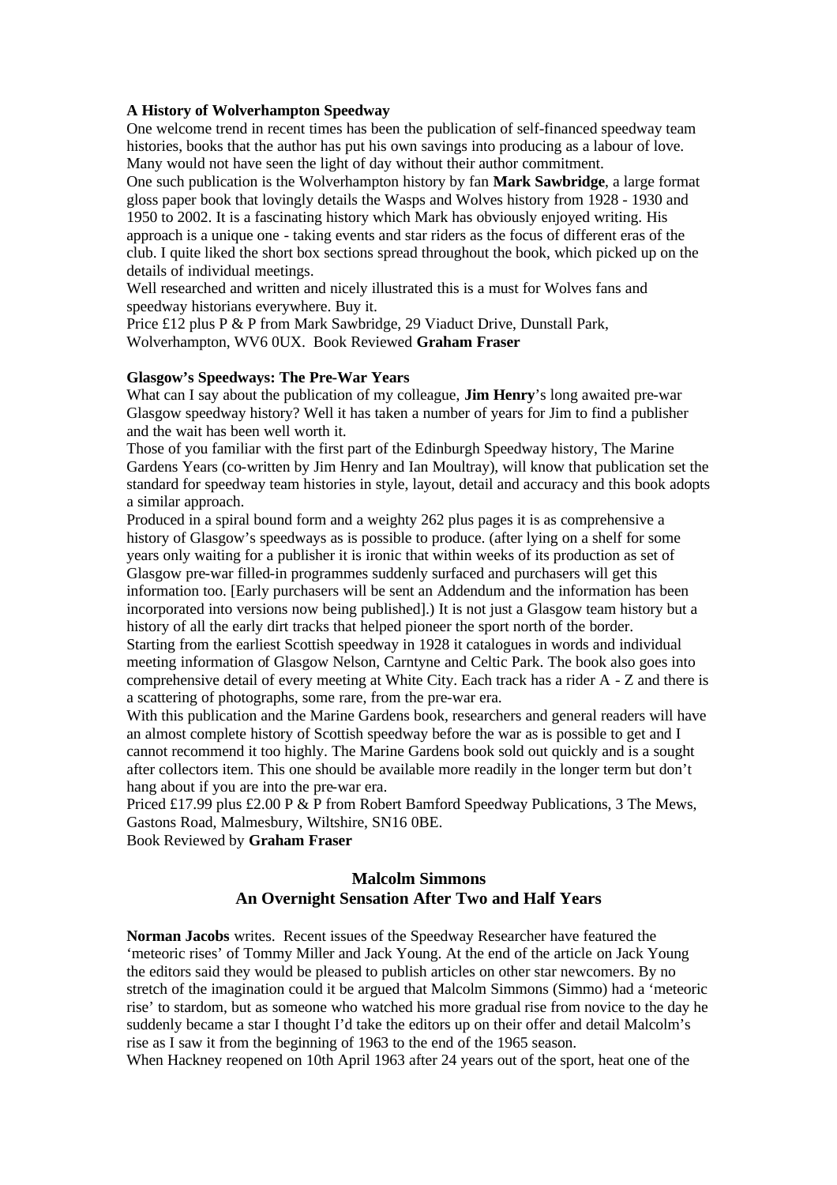**A History of Wolverhampton Speedway**

One welcome trend in recent times has been the publication of self-financed speedway team histories, books that the author has put his own savings into producing as a labour of love. Many would not have seen the light of day without their author commitment.

One such publication is the Wolverhampton history by fan **Mark Sawbridge**, a large format gloss paper book that lovingly details the Wasps and Wolves history from 1928 - 1930 and 1950 to 2002. It is a fascinating history which Mark has obviously enjoyed writing. His approach is a unique one - taking events and star riders as the focus of different eras of the club. I quite liked the short box sections spread throughout the book, which picked up on the details of individual meetings.

Well researched and written and nicely illustrated this is a must for Wolves fans and speedway historians everywhere. Buy it.

Price £12 plus P & P from Mark Sawbridge, 29 Viaduct Drive, Dunstall Park, Wolverhampton, WV6 0UX. Book Reviewed **Graham Fraser**

**Glasgow's Speedways: The Pre-War Years**

What can I say about the publication of my colleague, **Jim Henry**'s long awaited pre-war Glasgow speedway history? Well it has taken a number of years for Jim to find a publisher and the wait has been well worth it.

Those of you familiar with the first part of the Edinburgh Speedway history, The Marine Gardens Years (co-written by Jim Henry and Ian Moultray), will know that publication set the standard for speedway team histories in style, layout, detail and accuracy and this book adopts a similar approach.

Produced in a spiral bound form and a weighty 262 plus pages it is as comprehensive a history of Glasgow's speedways as is possible to produce. (after lying on a shelf for some years only waiting for a publisher it is ironic that within weeks of its production as set of Glasgow pre-war filled-in programmes suddenly surfaced and purchasers will get this information too. [Early purchasers will be sent an Addendum and the information has been incorporated into versions now being published].) It is not just a Glasgow team history but a history of all the early dirt tracks that helped pioneer the sport north of the border.

Starting from the earliest Scottish speedway in 1928 it catalogues in words and individual meeting information of Glasgow Nelson, Carntyne and Celtic Park. The book also goes into comprehensive detail of every meeting at White City. Each track has a rider A - Z and there is a scattering of photographs, some rare, from the pre-war era.

With this publication and the Marine Gardens book, researchers and general readers will have an almost complete history of Scottish speedway before the war as is possible to get and I cannot recommend it too highly. The Marine Gardens book sold out quickly and is a sought after collectors item. This one should be available more readily in the longer term but don't hang about if you are into the pre-war era.

Priced £17.99 plus £2.00 P & P from Robert Bamford Speedway Publications, 3 The Mews, Gastons Road, Malmesbury, Wiltshire, SN16 0BE.

Book Reviewed by **Graham Fraser**

## Malcolm Simmons
## An Overnight Sensation After Two and Half Years

**Norman Jacobs** writes. Recent issues of the Speedway Researcher have featured the 'meteoric rises' of Tommy Miller and Jack Young. At the end of the article on Jack Young the editors said they would be pleased to publish articles on other star newcomers. By no stretch of the imagination could it be argued that Malcolm Simmons (Simmo) had a 'meteoric rise' to stardom, but as someone who watched his more gradual rise from novice to the day he suddenly became a star I thought I'd take the editors up on their offer and detail Malcolm's rise as I saw it from the beginning of 1963 to the end of the 1965 season.

When Hackney reopened on 10th April 1963 after 24 years out of the sport, heat one of the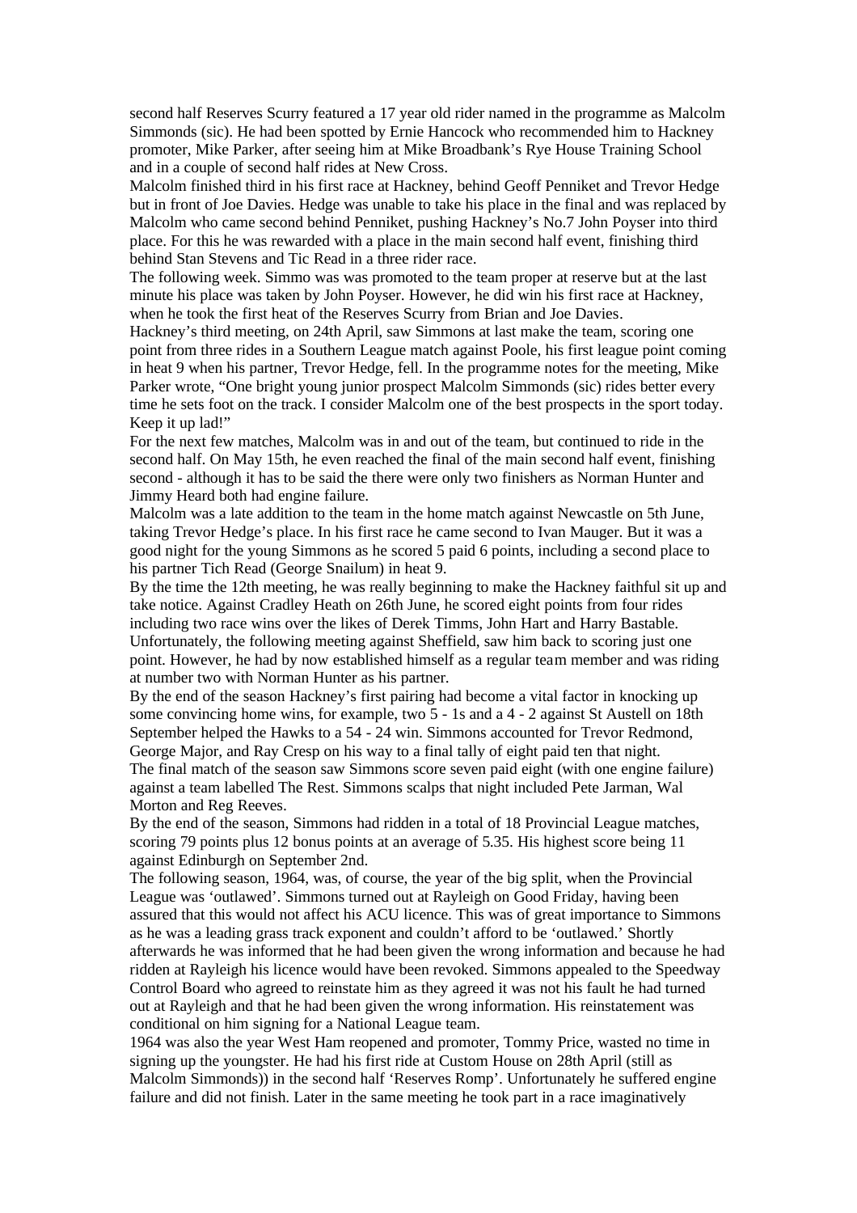second half Reserves Scurry featured a 17 year old rider named in the programme as Malcolm Simmonds (sic). He had been spotted by Ernie Hancock who recommended him to Hackney promoter, Mike Parker, after seeing him at Mike Broadbank's Rye House Training School and in a couple of second half rides at New Cross.

Malcolm finished third in his first race at Hackney, behind Geoff Penniket and Trevor Hedge but in front of Joe Davies. Hedge was unable to take his place in the final and was replaced by Malcolm who came second behind Penniket, pushing Hackney's No.7 John Poyser into third place. For this he was rewarded with a place in the main second half event, finishing third behind Stan Stevens and Tic Read in a three rider race.

The following week. Simmo was was promoted to the team proper at reserve but at the last minute his place was taken by John Poyser. However, he did win his first race at Hackney, when he took the first heat of the Reserves Scurry from Brian and Joe Davies.

Hackney's third meeting, on 24th April, saw Simmons at last make the team, scoring one point from three rides in a Southern League match against Poole, his first league point coming in heat 9 when his partner, Trevor Hedge, fell. In the programme notes for the meeting, Mike Parker wrote, "One bright young junior prospect Malcolm Simmonds (sic) rides better every time he sets foot on the track. I consider Malcolm one of the best prospects in the sport today. Keep it up lad!"

For the next few matches, Malcolm was in and out of the team, but continued to ride in the second half. On May 15th, he even reached the final of the main second half event, finishing second - although it has to be said the there were only two finishers as Norman Hunter and Jimmy Heard both had engine failure.

Malcolm was a late addition to the team in the home match against Newcastle on 5th June, taking Trevor Hedge's place. In his first race he came second to Ivan Mauger. But it was a good night for the young Simmons as he scored 5 paid 6 points, including a second place to his partner Tich Read (George Snailum) in heat 9.

By the time the 12th meeting, he was really beginning to make the Hackney faithful sit up and take notice. Against Cradley Heath on 26th June, he scored eight points from four rides including two race wins over the likes of Derek Timms, John Hart and Harry Bastable. Unfortunately, the following meeting against Sheffield, saw him back to scoring just one point. However, he had by now established himself as a regular team member and was riding at number two with Norman Hunter as his partner.

By the end of the season Hackney's first pairing had become a vital factor in knocking up some convincing home wins, for example, two 5 - 1s and a 4 - 2 against St Austell on 18th September helped the Hawks to a 54 - 24 win. Simmons accounted for Trevor Redmond, George Major, and Ray Cresp on his way to a final tally of eight paid ten that night.

The final match of the season saw Simmons score seven paid eight (with one engine failure) against a team labelled The Rest. Simmons scalps that night included Pete Jarman, Wal Morton and Reg Reeves.

By the end of the season, Simmons had ridden in a total of 18 Provincial League matches, scoring 79 points plus 12 bonus points at an average of 5.35. His highest score being 11 against Edinburgh on September 2nd.

The following season, 1964, was, of course, the year of the big split, when the Provincial League was 'outlawed'. Simmons turned out at Rayleigh on Good Friday, having been assured that this would not affect his ACU licence. This was of great importance to Simmons as he was a leading grass track exponent and couldn't afford to be 'outlawed.' Shortly afterwards he was informed that he had been given the wrong information and because he had ridden at Rayleigh his licence would have been revoked. Simmons appealed to the Speedway Control Board who agreed to reinstate him as they agreed it was not his fault he had turned out at Rayleigh and that he had been given the wrong information. His reinstatement was conditional on him signing for a National League team.

1964 was also the year West Ham reopened and promoter, Tommy Price, wasted no time in signing up the youngster. He had his first ride at Custom House on 28th April (still as Malcolm Simmonds)) in the second half 'Reserves Romp'. Unfortunately he suffered engine failure and did not finish. Later in the same meeting he took part in a race imaginatively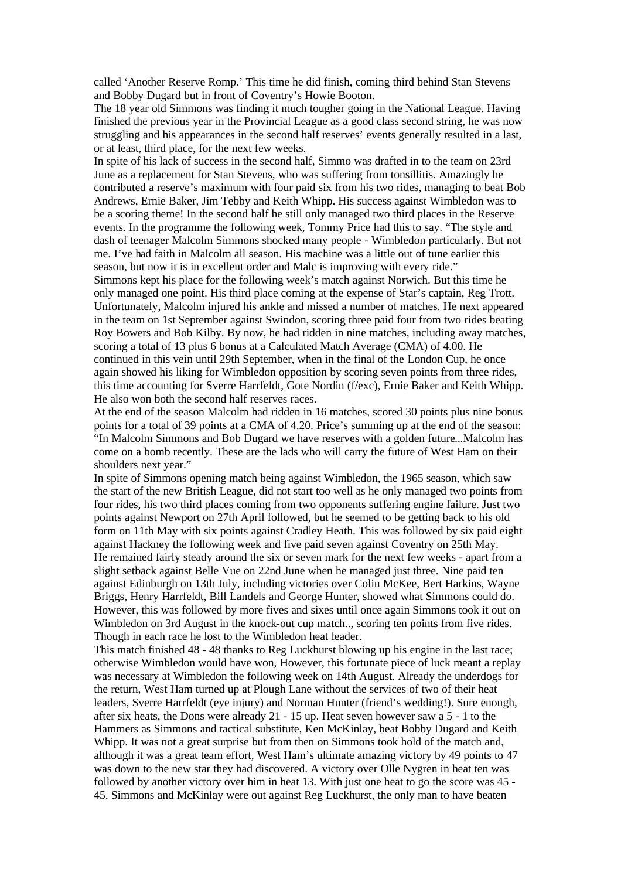called 'Another Reserve Romp.' This time he did finish, coming third behind Stan Stevens and Bobby Dugard but in front of Coventry's Howie Booton.

The 18 year old Simmons was finding it much tougher going in the National League. Having finished the previous year in the Provincial League as a good class second string, he was now struggling and his appearances in the second half reserves' events generally resulted in a last, or at least, third place, for the next few weeks.

In spite of his lack of success in the second half, Simmo was drafted in to the team on 23rd June as a replacement for Stan Stevens, who was suffering from tonsillitis. Amazingly he contributed a reserve's maximum with four paid six from his two rides, managing to beat Bob Andrews, Ernie Baker, Jim Tebby and Keith Whipp. His success against Wimbledon was to be a scoring theme! In the second half he still only managed two third places in the Reserve events. In the programme the following week, Tommy Price had this to say. "The style and dash of teenager Malcolm Simmons shocked many people - Wimbledon particularly. But not me. I've had faith in Malcolm all season. His machine was a little out of tune earlier this season, but now it is in excellent order and Malc is improving with every ride."

Simmons kept his place for the following week's match against Norwich. But this time he only managed one point. His third place coming at the expense of Star's captain, Reg Trott. Unfortunately, Malcolm injured his ankle and missed a number of matches. He next appeared in the team on 1st September against Swindon, scoring three paid four from two rides beating Roy Bowers and Bob Kilby. By now, he had ridden in nine matches, including away matches, scoring a total of 13 plus 6 bonus at a Calculated Match Average (CMA) of 4.00. He continued in this vein until 29th September, when in the final of the London Cup, he once again showed his liking for Wimbledon opposition by scoring seven points from three rides, this time accounting for Sverre Harrfeldt, Gote Nordin (f/exc), Ernie Baker and Keith Whipp. He also won both the second half reserves races.

At the end of the season Malcolm had ridden in 16 matches, scored 30 points plus nine bonus points for a total of 39 points at a CMA of 4.20. Price's summing up at the end of the season: "In Malcolm Simmons and Bob Dugard we have reserves with a golden future...Malcolm has come on a bomb recently. These are the lads who will carry the future of West Ham on their shoulders next year."

In spite of Simmons opening match being against Wimbledon, the 1965 season, which saw the start of the new British League, did not start too well as he only managed two points from four rides, his two third places coming from two opponents suffering engine failure. Just two points against Newport on 27th April followed, but he seemed to be getting back to his old form on 11th May with six points against Cradley Heath. This was followed by six paid eight against Hackney the following week and five paid seven against Coventry on 25th May.

He remained fairly steady around the six or seven mark for the next few weeks - apart from a slight setback against Belle Vue on 22nd June when he managed just three. Nine paid ten against Edinburgh on 13th July, including victories over Colin McKee, Bert Harkins, Wayne Briggs, Henry Harrfeldt, Bill Landels and George Hunter, showed what Simmons could do. However, this was followed by more fives and sixes until once again Simmons took it out on Wimbledon on 3rd August in the knock-out cup match.., scoring ten points from five rides. Though in each race he lost to the Wimbledon heat leader.

This match finished 48 - 48 thanks to Reg Luckhurst blowing up his engine in the last race; otherwise Wimbledon would have won, However, this fortunate piece of luck meant a replay was necessary at Wimbledon the following week on 14th August. Already the underdogs for the return, West Ham turned up at Plough Lane without the services of two of their heat leaders, Sverre Harrfeldt (eye injury) and Norman Hunter (friend's wedding!). Sure enough, after six heats, the Dons were already 21 - 15 up. Heat seven however saw a 5 - 1 to the Hammers as Simmons and tactical substitute, Ken McKinlay, beat Bobby Dugard and Keith Whipp. It was not a great surprise but from then on Simmons took hold of the match and, although it was a great team effort, West Ham's ultimate amazing victory by 49 points to 47 was down to the new star they had discovered. A victory over Olle Nygren in heat ten was followed by another victory over him in heat 13. With just one heat to go the score was 45 - 45. Simmons and McKinlay were out against Reg Luckhurst, the only man to have beaten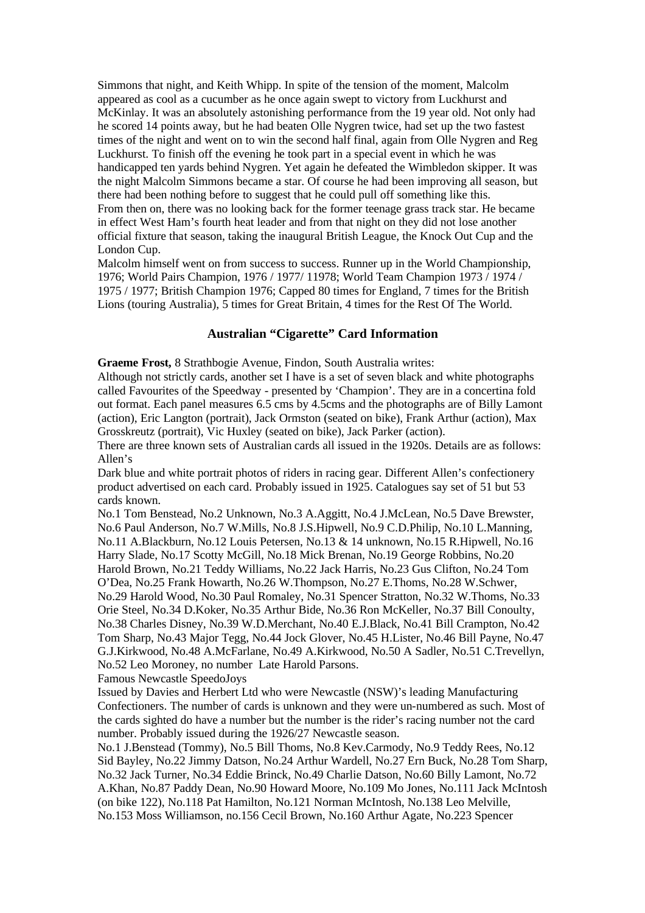Simmons that night, and Keith Whipp. In spite of the tension of the moment, Malcolm appeared as cool as a cucumber as he once again swept to victory from Luckhurst and McKinlay. It was an absolutely astonishing performance from the 19 year old. Not only had he scored 14 points away, but he had beaten Olle Nygren twice, had set up the two fastest times of the night and went on to win the second half final, again from Olle Nygren and Reg Luckhurst. To finish off the evening he took part in a special event in which he was handicapped ten yards behind Nygren. Yet again he defeated the Wimbledon skipper. It was the night Malcolm Simmons became a star. Of course he had been improving all season, but there had been nothing before to suggest that he could pull off something like this.
From then on, there was no looking back for the former teenage grass track star. He became in effect West Ham's fourth heat leader and from that night on they did not lose another official fixture that season, taking the inaugural British League, the Knock Out Cup and the London Cup.
Malcolm himself went on from success to success. Runner up in the World Championship, 1976; World Pairs Champion, 1976 / 1977/ 11978; World Team Champion 1973 / 1974 / 1975 / 1977; British Champion 1976; Capped 80 times for England, 7 times for the British Lions (touring Australia), 5 times for Great Britain, 4 times for the Rest Of The World.

## Australian "Cigarette" Card Information

**Graeme Frost,** 8 Strathbogie Avenue, Findon, South Australia writes:
Although not strictly cards, another set I have is a set of seven black and white photographs called Favourites of the Speedway - presented by 'Champion'. They are in a concertina fold out format. Each panel measures 6.5 cms by 4.5cms and the photographs are of Billy Lamont (action), Eric Langton (portrait), Jack Ormston (seated on bike), Frank Arthur (action), Max Grosskreutz (portrait), Vic Huxley (seated on bike), Jack Parker (action).
There are three known sets of Australian cards all issued in the 1920s. Details are as follows:
Allen's
Dark blue and white portrait photos of riders in racing gear. Different Allen's confectionery product advertised on each card. Probably issued in 1925. Catalogues say set of 51 but 53 cards known.
No.1 Tom Benstead, No.2 Unknown, No.3 A.Aggitt, No.4 J.McLean, No.5 Dave Brewster, No.6 Paul Anderson, No.7 W.Mills, No.8 J.S.Hipwell, No.9 C.D.Philip, No.10 L.Manning, No.11 A.Blackburn, No.12 Louis Petersen, No.13 & 14 unknown, No.15 R.Hipwell, No.16 Harry Slade, No.17 Scotty McGill, No.18 Mick Brenan, No.19 George Robbins, No.20 Harold Brown, No.21 Teddy Williams, No.22 Jack Harris, No.23 Gus Clifton, No.24 Tom O'Dea, No.25 Frank Howarth, No.26 W.Thompson, No.27 E.Thoms, No.28 W.Schwer, No.29 Harold Wood, No.30 Paul Romaley, No.31 Spencer Stratton, No.32 W.Thoms, No.33 Orie Steel, No.34 D.Koker, No.35 Arthur Bide, No.36 Ron McKeller, No.37 Bill Conoulty, No.38 Charles Disney, No.39 W.D.Merchant, No.40 E.J.Black, No.41 Bill Crampton, No.42 Tom Sharp, No.43 Major Tegg, No.44 Jock Glover, No.45 H.Lister, No.46 Bill Payne, No.47 G.J.Kirkwood, No.48 A.McFarlane, No.49 A.Kirkwood, No.50 A Sadler, No.51 C.Trevellyn, No.52 Leo Moroney, no number Late Harold Parsons.
Famous Newcastle SpeedoJoys
Issued by Davies and Herbert Ltd who were Newcastle (NSW)'s leading Manufacturing Confectioners. The number of cards is unknown and they were un-numbered as such. Most of the cards sighted do have a number but the number is the rider's racing number not the card number. Probably issued during the 1926/27 Newcastle season.
No.1 J.Benstead (Tommy), No.5 Bill Thoms, No.8 Kev.Carmody, No.9 Teddy Rees, No.12 Sid Bayley, No.22 Jimmy Datson, No.24 Arthur Wardell, No.27 Ern Buck, No.28 Tom Sharp, No.32 Jack Turner, No.34 Eddie Brinck, No.49 Charlie Datson, No.60 Billy Lamont, No.72 A.Khan, No.87 Paddy Dean, No.90 Howard Moore, No.109 Mo Jones, No.111 Jack McIntosh (on bike 122), No.118 Pat Hamilton, No.121 Norman McIntosh, No.138 Leo Melville, No.153 Moss Williamson, no.156 Cecil Brown, No.160 Arthur Agate, No.223 Spencer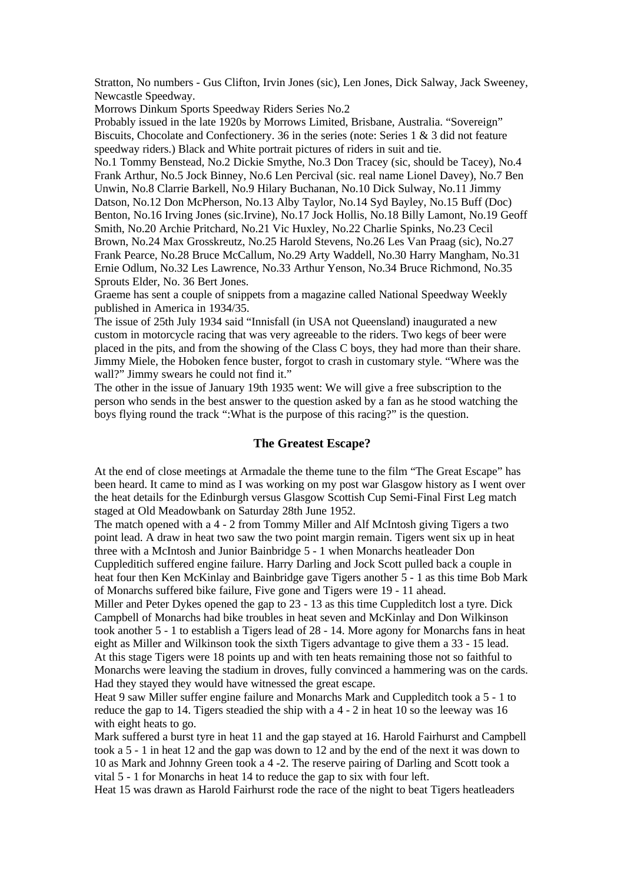Stratton, No numbers - Gus Clifton, Irvin Jones (sic), Len Jones, Dick Salway, Jack Sweeney, Newcastle Speedway.

Morrows Dinkum Sports Speedway Riders Series No.2

Probably issued in the late 1920s by Morrows Limited, Brisbane, Australia. "Sovereign" Biscuits, Chocolate and Confectionery. 36 in the series (note: Series 1 & 3 did not feature speedway riders.) Black and White portrait pictures of riders in suit and tie.

No.1 Tommy Benstead, No.2 Dickie Smythe, No.3 Don Tracey (sic, should be Tacey), No.4 Frank Arthur, No.5 Jock Binney, No.6 Len Percival (sic. real name Lionel Davey), No.7 Ben Unwin, No.8 Clarrie Barkell, No.9 Hilary Buchanan, No.10 Dick Sulway, No.11 Jimmy Datson, No.12 Don McPherson, No.13 Alby Taylor, No.14 Syd Bayley, No.15 Buff (Doc) Benton, No.16 Irving Jones (sic.Irvine), No.17 Jock Hollis, No.18 Billy Lamont, No.19 Geoff Smith, No.20 Archie Pritchard, No.21 Vic Huxley, No.22 Charlie Spinks, No.23 Cecil Brown, No.24 Max Grosskreutz, No.25 Harold Stevens, No.26 Les Van Praag (sic), No.27 Frank Pearce, No.28 Bruce McCallum, No.29 Arty Waddell, No.30 Harry Mangham, No.31 Ernie Odlum, No.32 Les Lawrence, No.33 Arthur Yenson, No.34 Bruce Richmond, No.35 Sprouts Elder, No. 36 Bert Jones.

Graeme has sent a couple of snippets from a magazine called National Speedway Weekly published in America in 1934/35.

The issue of 25th July 1934 said "Innisfall (in USA not Queensland) inaugurated a new custom in motorcycle racing that was very agreeable to the riders. Two kegs of beer were placed in the pits, and from the showing of the Class C boys, they had more than their share. Jimmy Miele, the Hoboken fence buster, forgot to crash in customary style. "Where was the wall?" Jimmy swears he could not find it."

The other in the issue of January 19th 1935 went: We will give a free subscription to the person who sends in the best answer to the question asked by a fan as he stood watching the boys flying round the track ":What is the purpose of this racing?" is the question.

### The Greatest Escape?

At the end of close meetings at Armadale the theme tune to the film "The Great Escape" has been heard. It came to mind as I was working on my post war Glasgow history as I went over the heat details for the Edinburgh versus Glasgow Scottish Cup Semi-Final First Leg match staged at Old Meadowbank on Saturday 28th June 1952.

The match opened with a 4 - 2 from Tommy Miller and Alf McIntosh giving Tigers a two point lead. A draw in heat two saw the two point margin remain. Tigers went six up in heat three with a McIntosh and Junior Bainbridge 5 - 1 when Monarchs heatleader Don Cuppleditich suffered engine failure. Harry Darling and Jock Scott pulled back a couple in heat four then Ken McKinlay and Bainbridge gave Tigers another 5 - 1 as this time Bob Mark of Monarchs suffered bike failure, Five gone and Tigers were 19 - 11 ahead.

Miller and Peter Dykes opened the gap to 23 - 13 as this time Cuppleditch lost a tyre. Dick Campbell of Monarchs had bike troubles in heat seven and McKinlay and Don Wilkinson took another 5 - 1 to establish a Tigers lead of 28 - 14. More agony for Monarchs fans in heat eight as Miller and Wilkinson took the sixth Tigers advantage to give them a 33 - 15 lead. At this stage Tigers were 18 points up and with ten heats remaining those not so faithful to Monarchs were leaving the stadium in droves, fully convinced a hammering was on the cards. Had they stayed they would have witnessed the great escape.

Heat 9 saw Miller suffer engine failure and Monarchs Mark and Cuppleditch took a 5 - 1 to reduce the gap to 14. Tigers steadied the ship with a 4 - 2 in heat 10 so the leeway was 16 with eight heats to go.

Mark suffered a burst tyre in heat 11 and the gap stayed at 16. Harold Fairhurst and Campbell took a 5 - 1 in heat 12 and the gap was down to 12 and by the end of the next it was down to 10 as Mark and Johnny Green took a 4 -2. The reserve pairing of Darling and Scott took a vital 5 - 1 for Monarchs in heat 14 to reduce the gap to six with four left.

Heat 15 was drawn as Harold Fairhurst rode the race of the night to beat Tigers heatleaders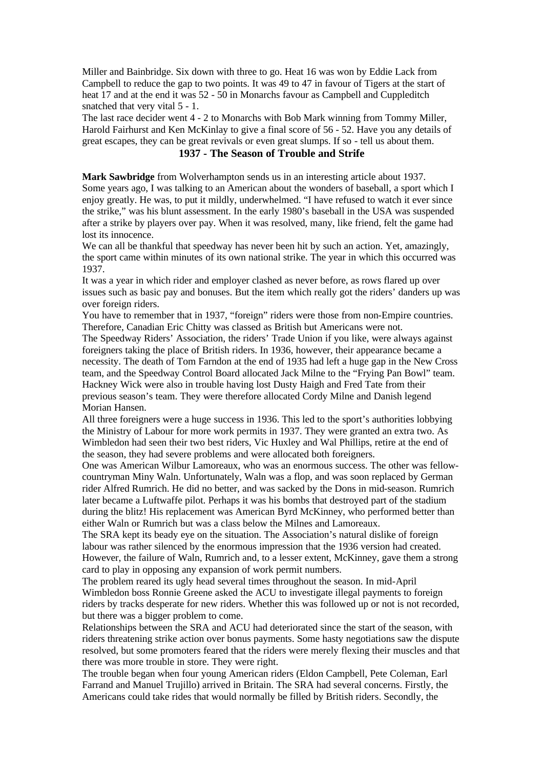Miller and Bainbridge. Six down with three to go. Heat 16 was won by Eddie Lack from Campbell to reduce the gap to two points. It was 49 to 47 in favour of Tigers at the start of heat 17 and at the end it was 52 - 50 in Monarchs favour as Campbell and Cuppleditch snatched that very vital 5 - 1.

The last race decider went 4 - 2 to Monarchs with Bob Mark winning from Tommy Miller, Harold Fairhurst and Ken McKinlay to give a final score of 56 - 52. Have you any details of great escapes, they can be great revivals or even great slumps. If so - tell us about them.

## 1937 - The Season of Trouble and Strife

**Mark Sawbridge** from Wolverhampton sends us in an interesting article about 1937.

Some years ago, I was talking to an American about the wonders of baseball, a sport which I enjoy greatly. He was, to put it mildly, underwhelmed. "I have refused to watch it ever since the strike," was his blunt assessment. In the early 1980's baseball in the USA was suspended after a strike by players over pay. When it was resolved, many, like friend, felt the game had lost its innocence.

We can all be thankful that speedway has never been hit by such an action. Yet, amazingly, the sport came within minutes of its own national strike. The year in which this occurred was 1937.

It was a year in which rider and employer clashed as never before, as rows flared up over issues such as basic pay and bonuses. But the item which really got the riders' danders up was over foreign riders.

You have to remember that in 1937, "foreign" riders were those from non-Empire countries. Therefore, Canadian Eric Chitty was classed as British but Americans were not.

The Speedway Riders' Association, the riders' Trade Union if you like, were always against foreigners taking the place of British riders. In 1936, however, their appearance became a necessity. The death of Tom Farndon at the end of 1935 had left a huge gap in the New Cross team, and the Speedway Control Board allocated Jack Milne to the "Frying Pan Bowl" team. Hackney Wick were also in trouble having lost Dusty Haigh and Fred Tate from their previous season's team. They were therefore allocated Cordy Milne and Danish legend Morian Hansen.

All three foreigners were a huge success in 1936. This led to the sport's authorities lobbying the Ministry of Labour for more work permits in 1937. They were granted an extra two. As Wimbledon had seen their two best riders, Vic Huxley and Wal Phillips, retire at the end of the season, they had severe problems and were allocated both foreigners.

One was American Wilbur Lamoreaux, who was an enormous success. The other was fellow-countryman Miny Waln. Unfortunately, Waln was a flop, and was soon replaced by German rider Alfred Rumrich. He did no better, and was sacked by the Dons in mid-season. Rumrich later became a Luftwaffe pilot. Perhaps it was his bombs that destroyed part of the stadium during the blitz! His replacement was American Byrd McKinney, who performed better than either Waln or Rumrich but was a class below the Milnes and Lamoreaux.

The SRA kept its beady eye on the situation. The Association's natural dislike of foreign labour was rather silenced by the enormous impression that the 1936 version had created. However, the failure of Waln, Rumrich and, to a lesser extent, McKinney, gave them a strong card to play in opposing any expansion of work permit numbers.

The problem reared its ugly head several times throughout the season. In mid-April Wimbledon boss Ronnie Greene asked the ACU to investigate illegal payments to foreign riders by tracks desperate for new riders. Whether this was followed up or not is not recorded, but there was a bigger problem to come.

Relationships between the SRA and ACU had deteriorated since the start of the season, with riders threatening strike action over bonus payments. Some hasty negotiations saw the dispute resolved, but some promoters feared that the riders were merely flexing their muscles and that there was more trouble in store. They were right.

The trouble began when four young American riders (Eldon Campbell, Pete Coleman, Earl Farrand and Manuel Trujillo) arrived in Britain. The SRA had several concerns. Firstly, the Americans could take rides that would normally be filled by British riders. Secondly, the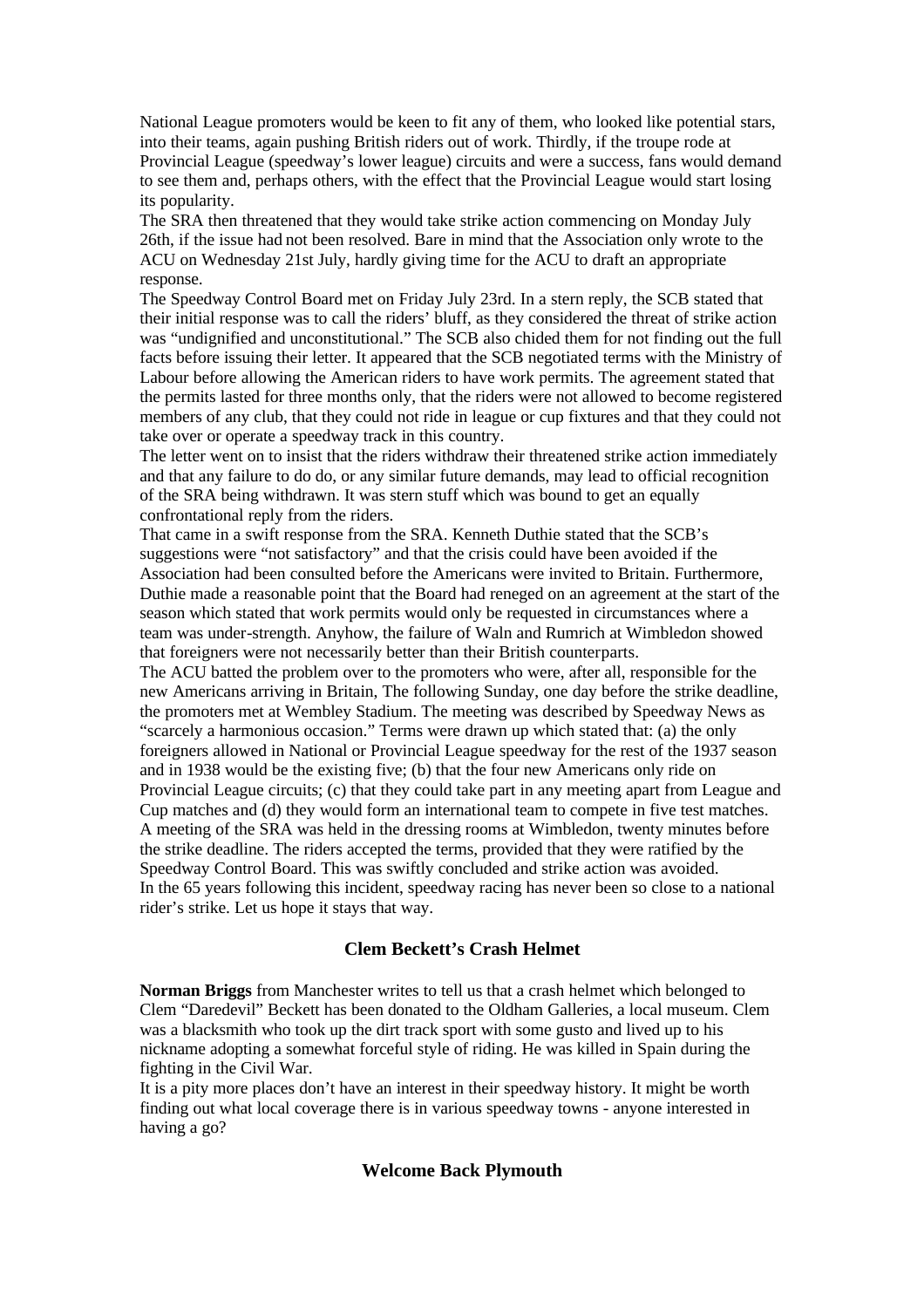National League promoters would be keen to fit any of them, who looked like potential stars, into their teams, again pushing British riders out of work. Thirdly, if the troupe rode at Provincial League (speedway's lower league) circuits and were a success, fans would demand to see them and, perhaps others, with the effect that the Provincial League would start losing its popularity.

The SRA then threatened that they would take strike action commencing on Monday July 26th, if the issue had not been resolved. Bare in mind that the Association only wrote to the ACU on Wednesday 21st July, hardly giving time for the ACU to draft an appropriate response.

The Speedway Control Board met on Friday July 23rd. In a stern reply, the SCB stated that their initial response was to call the riders' bluff, as they considered the threat of strike action was "undignified and unconstitutional." The SCB also chided them for not finding out the full facts before issuing their letter. It appeared that the SCB negotiated terms with the Ministry of Labour before allowing the American riders to have work permits. The agreement stated that the permits lasted for three months only, that the riders were not allowed to become registered members of any club, that they could not ride in league or cup fixtures and that they could not take over or operate a speedway track in this country.

The letter went on to insist that the riders withdraw their threatened strike action immediately and that any failure to do do, or any similar future demands, may lead to official recognition of the SRA being withdrawn. It was stern stuff which was bound to get an equally confrontational reply from the riders.

That came in a swift response from the SRA. Kenneth Duthie stated that the SCB's suggestions were "not satisfactory" and that the crisis could have been avoided if the Association had been consulted before the Americans were invited to Britain. Furthermore, Duthie made a reasonable point that the Board had reneged on an agreement at the start of the season which stated that work permits would only be requested in circumstances where a team was under-strength. Anyhow, the failure of Waln and Rumrich at Wimbledon showed that foreigners were not necessarily better than their British counterparts.

The ACU batted the problem over to the promoters who were, after all, responsible for the new Americans arriving in Britain, The following Sunday, one day before the strike deadline, the promoters met at Wembley Stadium. The meeting was described by Speedway News as "scarcely a harmonious occasion." Terms were drawn up which stated that: (a) the only foreigners allowed in National or Provincial League speedway for the rest of the 1937 season and in 1938 would be the existing five; (b) that the four new Americans only ride on Provincial League circuits; (c) that they could take part in any meeting apart from League and Cup matches and (d) they would form an international team to compete in five test matches.

A meeting of the SRA was held in the dressing rooms at Wimbledon, twenty minutes before the strike deadline. The riders accepted the terms, provided that they were ratified by the Speedway Control Board. This was swiftly concluded and strike action was avoided.

In the 65 years following this incident, speedway racing has never been so close to a national rider's strike. Let us hope it stays that way.

## Clem Beckett's Crash Helmet

**Norman Briggs** from Manchester writes to tell us that a crash helmet which belonged to Clem "Daredevil" Beckett has been donated to the Oldham Galleries, a local museum. Clem was a blacksmith who took up the dirt track sport with some gusto and lived up to his nickname adopting a somewhat forceful style of riding. He was killed in Spain during the fighting in the Civil War.

It is a pity more places don't have an interest in their speedway history. It might be worth finding out what local coverage there is in various speedway towns - anyone interested in having a go?

## Welcome Back Plymouth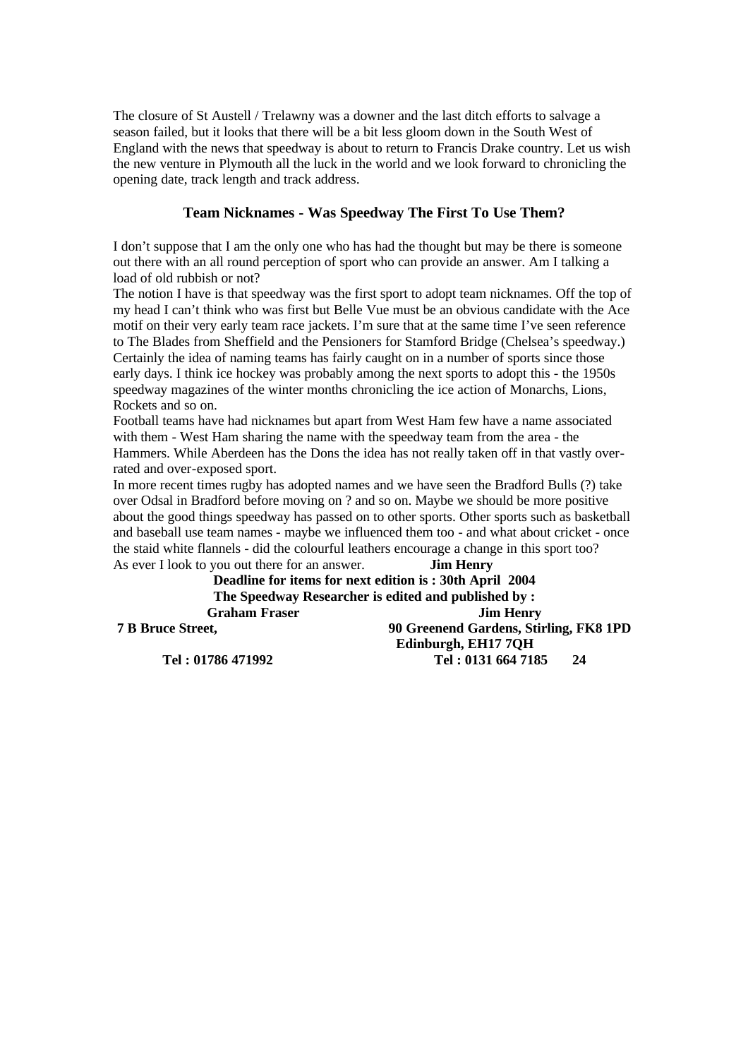The closure of St Austell / Trelawny was a downer and the last ditch efforts to salvage a season failed, but it looks that there will be a bit less gloom down in the South West of England with the news that speedway is about to return to Francis Drake country. Let us wish the new venture in Plymouth all the luck in the world and we look forward to chronicling the opening date, track length and track address.

### Team Nicknames - Was Speedway The First To Use Them?

I don't suppose that I am the only one who has had the thought but may be there is someone out there with an all round perception of sport who can provide an answer. Am I talking a load of old rubbish or not?

The notion I have is that speedway was the first sport to adopt team nicknames. Off the top of my head I can't think who was first but Belle Vue must be an obvious candidate with the Ace motif on their very early team race jackets. I'm sure that at the same time I've seen reference to The Blades from Sheffield and the Pensioners for Stamford Bridge (Chelsea's speedway.) Certainly the idea of naming teams has fairly caught on in a number of sports since those early days. I think ice hockey was probably among the next sports to adopt this - the 1950s speedway magazines of the winter months chronicling the ice action of Monarchs, Lions, Rockets and so on.

Football teams have had nicknames but apart from West Ham few have a name associated with them - West Ham sharing the name with the speedway team from the area - the Hammers. While Aberdeen has the Dons the idea has not really taken off in that vastly over-rated and over-exposed sport.

In more recent times rugby has adopted names and we have seen the Bradford Bulls (?) take over Odsal in Bradford before moving on ? and so on. Maybe we should be more positive about the good things speedway has passed on to other sports. Other sports such as basketball and baseball use team names - maybe we influenced them too - and what about cricket - once the staid white flannels - did the colourful leathers encourage a change in this sport too?

As ever I look to you out there for an answer. **Jim Henry**

**Deadline for items for next edition is : 30th April 2004**

**The Speedway Researcher is edited and published by :**

| **Graham Fraser** | **Jim Henry** |
|---|---|
| **7 B Bruce Street,** | **90 Greenend Gardens, Stirling, FK8 1PD** |
| | **Edinburgh, EH17 7QH** |
| **Tel : 01786 471992** | **Tel : 0131 664 7185** |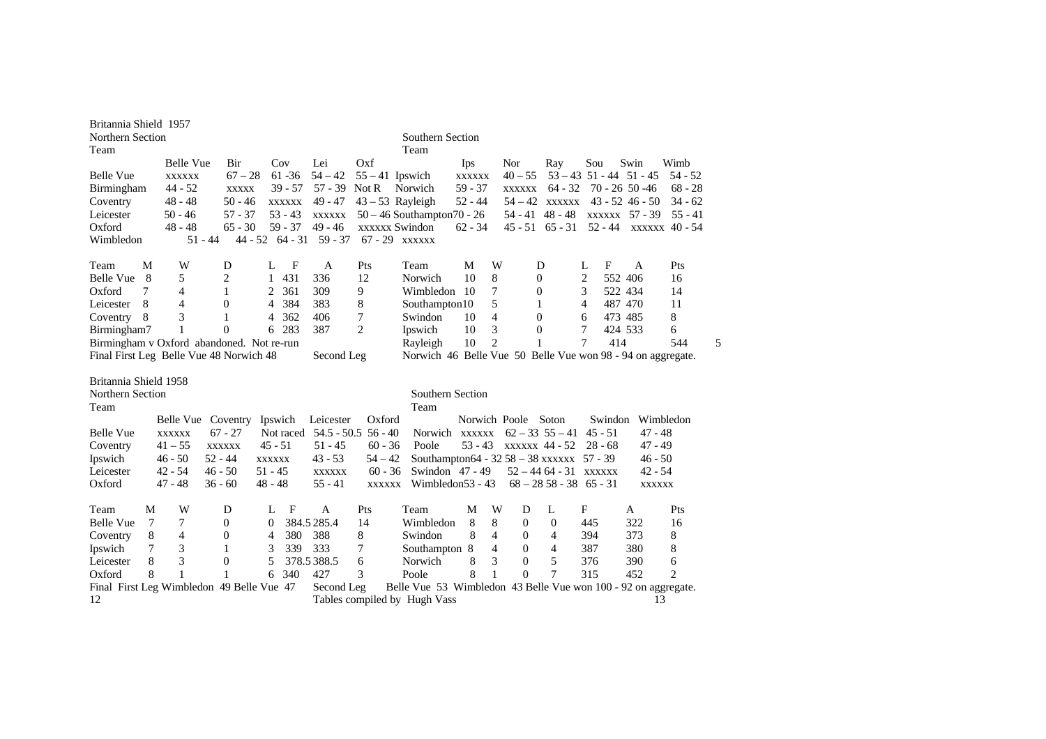## Britannia Shield 1957

### Northern Section

| Team | Belle Vue | Bir | Cov | Lei | Oxf | Wimb |
|---|---|---|---|---|---|---|
| Belle Vue | xxxxxx | 67 – 28 | 61 -36 | 54 – 42 | 55 – 41 | |
| Birmingham | 44 - 52 | xxxxx | 39 - 57 | 57 - 39 | Not R | |
| Coventry | 48 - 48 | 50 - 46 | xxxxxx | 49 - 47 | 43 – 53 | |
| Leicester | 50 - 46 | 57 - 37 | 53 - 43 | xxxxxx | 50 – 46 | |
| Oxford | 48 - 48 | 65 - 30 | 59 - 37 | 49 - 46 | xxxxxx | |
| Wimbledon | 51 - 44 | 44 - 52 | 64 - 31 | 59 - 37 | 67 - 29 | xxxxxx |

| Team | M | W | D | L | F | A | Pts |
|---|---|---|---|---|---|---|---|
| Belle Vue | 8 | 5 | 2 | 1 | 431 | 336 | 12 |
| Oxford | 7 | 4 | 1 | 2 | 361 | 309 | 9 |
| Leicester | 8 | 4 | 0 | 4 | 384 | 383 | 8 |
| Coventry | 8 | 3 | 1 | 4 | 362 | 406 | 7 |
| Birmingham | 7 | 1 | 0 | 6 | 283 | 387 | 2 |

Birmingham v Oxford abandoned. Not re-run

### Southern Section

| Team | Ips | Nor | Ray | Sou | Swin | Wimb |
|---|---|---|---|---|---|---|
| Ipswich | xxxxxx | 40 – 55 | 53 – 43 | 51 - 44 | 51 - 45 | 54 - 52 |
| Norwich | 59 - 37 | xxxxxx | 64 - 32 | 70 - 26 | 50 -46 | 68 - 28 |
| Rayleigh | 52 - 44 | 54 – 42 | xxxxxx | 43 - 52 | 46 - 50 | 34 - 62 |
| Southampton | 70 - 26 | 54 - 41 | 48 - 48 | xxxxxx | 57 - 39 | 55 - 41 |
| Swindon | 62 - 34 | 45 - 51 | 65 - 31 | 52 - 44 | xxxxxx | 40 - 54 |

| Team | M | W | D | L | F | A | Pts |
|---|---|---|---|---|---|---|---|
| Norwich | 10 | 8 | 0 | 2 | 552 | 406 | 16 |
| Wimbledon | 10 | 7 | 0 | 3 | 522 | 434 | 14 |
| Southampton | 10 | 5 | 1 | 4 | 487 | 470 | 11 |
| Swindon | 10 | 4 | 0 | 6 | 473 | 485 | 8 |
| Ipswich | 10 | 3 | 0 | 7 | 424 | 533 | 6 |
| Rayleigh | 10 | 2 | 1 | 7 | 414 | 544 | 5 |

Final First Leg Belle Vue 48 Norwich 48 Second Leg Norwich 46 Belle Vue 50 Belle Vue won 98 - 94 on aggregate.

## Britannia Shield 1958

### Northern Section

| Team | Belle Vue | Coventry | Ipswich | Leicester | Oxford |
|---|---|---|---|---|---|
| Belle Vue | xxxxxx | 67 - 27 | Not raced | 54.5 - 50.5 | 56 - 40 |
| Coventry | 41 – 55 | xxxxxx | 45 - 51 | 51 - 45 | 60 - 36 |
| Ipswich | 46 - 50 | 52 - 44 | xxxxxx | 43 - 53 | 54 – 42 |
| Leicester | 42 - 54 | 46 - 50 | 51 - 45 | xxxxxx | 60 - 36 |
| Oxford | 47 - 48 | 36 - 60 | 48 - 48 | 55 - 41 | xxxxxx |

| Team | M | W | D | L | F | A | Pts |
|---|---|---|---|---|---|---|---|
| Belle Vue | 7 | 7 | 0 | 0 | 384.5 | 285.4 | 14 |
| Coventry | 8 | 4 | 0 | 4 | 380 | 388 | 8 |
| Ipswich | 7 | 3 | 1 | 3 | 339 | 333 | 7 |
| Leicester | 8 | 3 | 0 | 5 | 378.5 | 388.5 | 6 |
| Oxford | 8 | 1 | 1 | 6 | 340 | 427 | 3 |

### Southern Section

| Team | Norwich | Poole | Soton | Swindon | Wimbledon |
|---|---|---|---|---|---|
| Norwich | xxxxxx | 62 – 33 | 55 – 41 | 45 - 51 | 47 - 48 |
| Poole | 53 - 43 | xxxxxx | 44 - 52 | 28 - 68 | 47 - 49 |
| Southampton | 64 - 32 | 58 – 38 | xxxxxx | 57 - 39 | 46 - 50 |
| Swindon | 47 - 49 | 52 – 44 | 64 - 31 | xxxxxx | 42 - 54 |
| Wimbledon | 53 - 43 | 68 – 28 | 58 - 38 | 65 - 31 | xxxxxx |

| Team | M | W | D | L | F | A | Pts |
|---|---|---|---|---|---|---|---|
| Wimbledon | 8 | 8 | 0 | 0 | 445 | 322 | 16 |
| Swindon | 8 | 4 | 0 | 4 | 394 | 373 | 8 |
| Southampton | 8 | 4 | 0 | 4 | 387 | 380 | 8 |
| Norwich | 8 | 3 | 0 | 5 | 376 | 390 | 6 |
| Poole | 8 | 1 | 0 | 7 | 315 | 452 | 2 |

Final First Leg Wimbledon 49 Belle Vue 47 Second Leg Belle Vue 53 Wimbledon 43 Belle Vue won 100 - 92 on aggregate.

Tables compiled by Hugh Vass